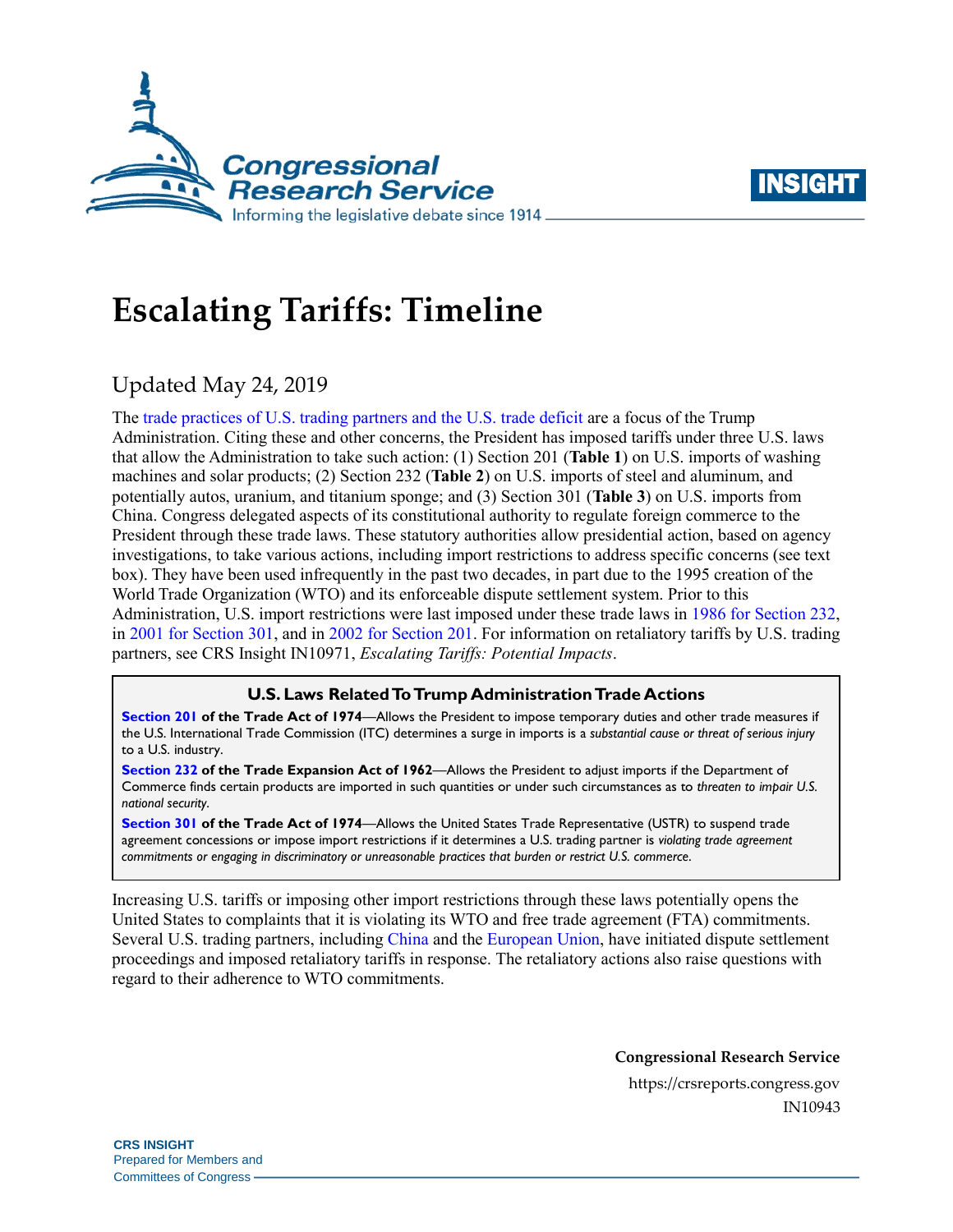# Escalating Tariffs: Timeline

Updated May 24, 2019

The trade practices of U.S. trading partners and the U.S. trade deficit are a focus of the Trump Administration. Citing these and other concerns, the President has imposed tariffs under three U.S. laws that allow the Administration to take such action: (1) Section 201 (**Table 1**) on U.S. imports of washing machines and solar products; (2) Section 232 (**Table 2**) on U.S. imports of steel and aluminum, and potentially autos, uranium, and titanium sponge; and (3) Section 301 (**Table 3**) on U.S. imports from China. Congress delegated aspects of its constitutional authority to regulate foreign commerce to the President through these trade laws. These statutory authorities allow presidential action, based on agency investigations, to take various actions, including import restrictions to address specific concerns (see text box). They have been used infrequently in the past two decades, in part due to the 1995 creation of the World Trade Organization (WTO) and its enforceable dispute settlement system. Prior to this Administration, U.S. import restrictions were last imposed under these trade laws in 1986 for Section 232, in 2001 for Section 301, and in 2002 for Section 201. For information on retaliatory tariffs by U.S. trading partners, see CRS Insight IN10971, *Escalating Tariffs: Potential Impacts*.

> **U.S. Laws Related To Trump Administration Trade Actions**
>
> **Section 201 of the Trade Act of 1974**—Allows the President to impose temporary duties and other trade measures if the U.S. International Trade Commission (ITC) determines a surge in imports is a *substantial cause or threat of serious injury* to a U.S. industry.
>
> **Section 232 of the Trade Expansion Act of 1962**—Allows the President to adjust imports if the Department of Commerce finds certain products are imported in such quantities or under such circumstances as to *threaten to impair U.S. national security*.
>
> **Section 301 of the Trade Act of 1974**—Allows the United States Trade Representative (USTR) to suspend trade agreement concessions or impose import restrictions if it determines a U.S. trading partner is *violating trade agreement commitments or engaging in discriminatory or unreasonable practices that burden or restrict U.S. commerce*.

Increasing U.S. tariffs or imposing other import restrictions through these laws potentially opens the United States to complaints that it is violating its WTO and free trade agreement (FTA) commitments. Several U.S. trading partners, including China and the European Union, have initiated dispute settlement proceedings and imposed retaliatory tariffs in response. The retaliatory actions also raise questions with regard to their adherence to WTO commitments.

**Congressional Research Service**
https://crsreports.congress.gov
IN10943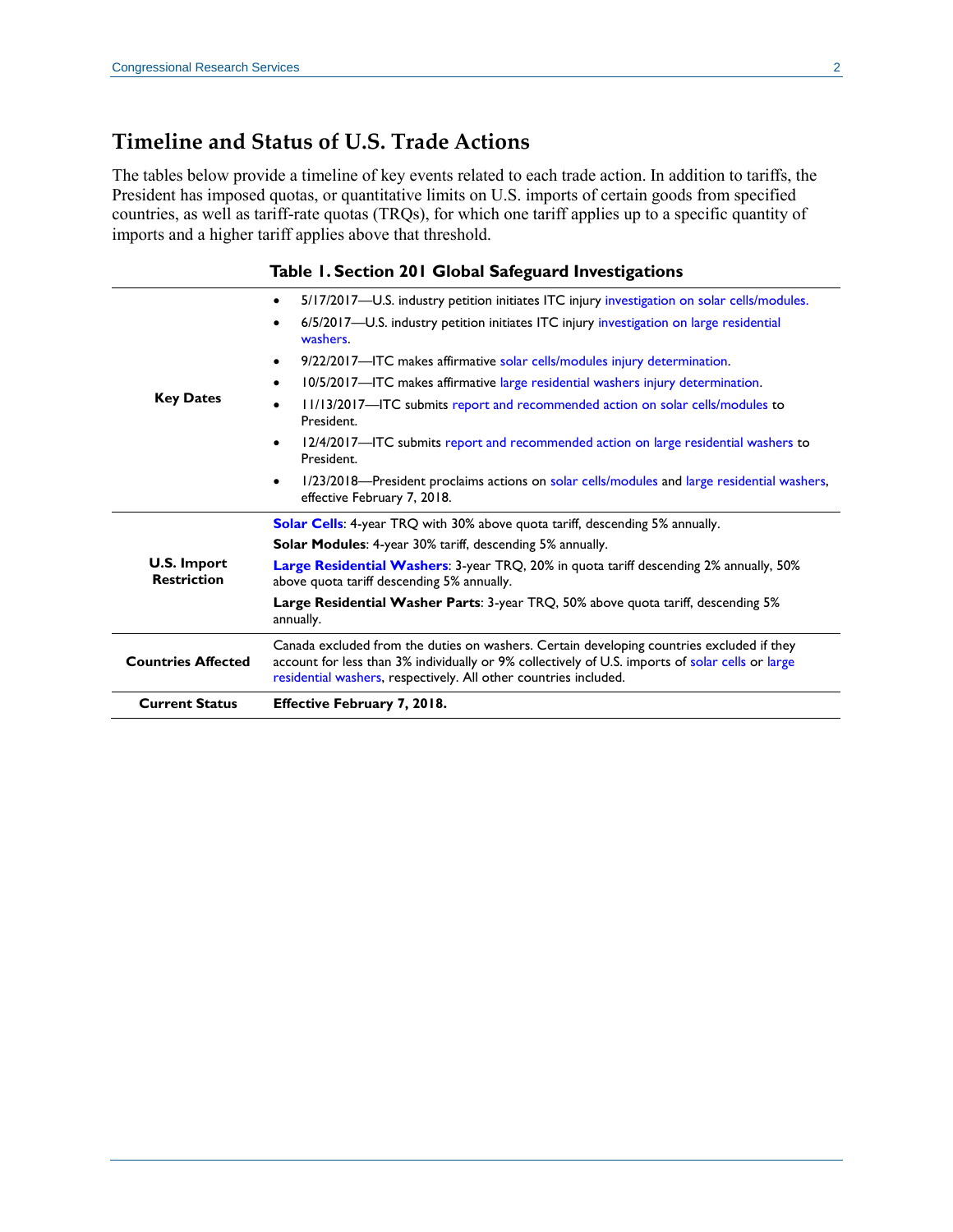## Timeline and Status of U.S. Trade Actions

The tables below provide a timeline of key events related to each trade action. In addition to tariffs, the President has imposed quotas, or quantitative limits on U.S. imports of certain goods from specified countries, as well as tariff-rate quotas (TRQs), for which one tariff applies up to a specific quantity of imports and a higher tariff applies above that threshold.

**Table 1. Section 201 Global Safeguard Investigations**

| | |
|---|---|
| **Key Dates** | • 5/17/2017—U.S. industry petition initiates ITC injury investigation on solar cells/modules.<br>• 6/5/2017—U.S. industry petition initiates ITC injury investigation on large residential washers.<br>• 9/22/2017—ITC makes affirmative solar cells/modules injury determination.<br>• 10/5/2017—ITC makes affirmative large residential washers injury determination.<br>• 11/13/2017—ITC submits report and recommended action on solar cells/modules to President.<br>• 12/4/2017—ITC submits report and recommended action on large residential washers to President.<br>• 1/23/2018—President proclaims actions on solar cells/modules and large residential washers, effective February 7, 2018. |
| **U.S. Import Restriction** | **Solar Cells**: 4-year TRQ with 30% above quota tariff, descending 5% annually.<br>**Solar Modules**: 4-year 30% tariff, descending 5% annually.<br>**Large Residential Washers**: 3-year TRQ, 20% in quota tariff descending 2% annually, 50% above quota tariff descending 5% annually.<br>**Large Residential Washer Parts**: 3-year TRQ, 50% above quota tariff, descending 5% annually. |
| **Countries Affected** | Canada excluded from the duties on washers. Certain developing countries excluded if they account for less than 3% individually or 9% collectively of U.S. imports of solar cells or large residential washers, respectively. All other countries included. |
| **Current Status** | **Effective February 7, 2018.** |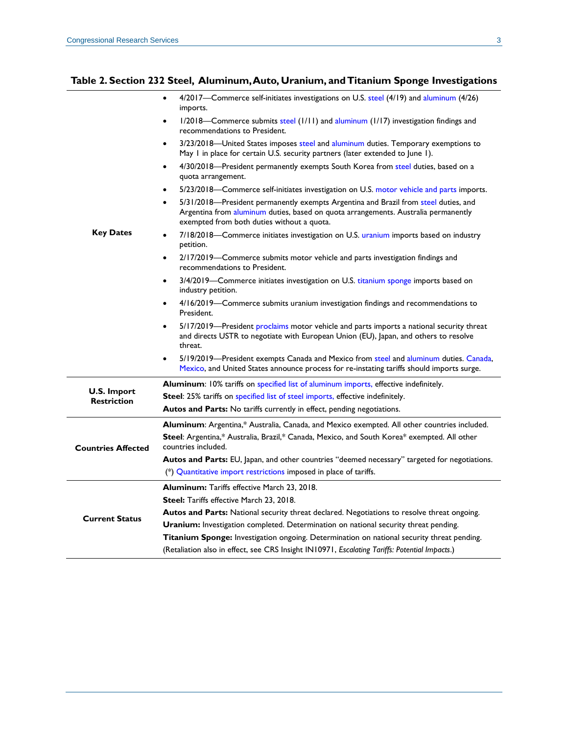**Table 2. Section 232 Steel, Aluminum, Auto, Uranium, and Titanium Sponge Investigations**

| | |
|---|---|
| **Key Dates** | • 4/2017—Commerce self-initiates investigations on U.S. steel (4/19) and aluminum (4/26) imports.<br>• 1/2018—Commerce submits steel (1/11) and aluminum (1/17) investigation findings and recommendations to President.<br>• 3/23/2018—United States imposes steel and aluminum duties. Temporary exemptions to May 1 in place for certain U.S. security partners (later extended to June 1).<br>• 4/30/2018—President permanently exempts South Korea from steel duties, based on a quota arrangement.<br>• 5/23/2018—Commerce self-initiates investigation on U.S. motor vehicle and parts imports.<br>• 5/31/2018—President permanently exempts Argentina and Brazil from steel duties, and Argentina from aluminum duties, based on quota arrangements. Australia permanently exempted from both duties without a quota.<br>• 7/18/2018—Commerce initiates investigation on U.S. uranium imports based on industry petition.<br>• 2/17/2019—Commerce submits motor vehicle and parts investigation findings and recommendations to President.<br>• 3/4/2019—Commerce initiates investigation on U.S. titanium sponge imports based on industry petition.<br>• 4/16/2019—Commerce submits uranium investigation findings and recommendations to President.<br>• 5/17/2019—President proclaims motor vehicle and parts imports a national security threat and directs USTR to negotiate with European Union (EU), Japan, and others to resolve threat.<br>• 5/19/2019—President exempts Canada and Mexico from steel and aluminum duties. Canada, Mexico, and United States announce process for re-instating tariffs should imports surge. |
| **U.S. Import Restriction** | **Aluminum**: 10% tariffs on specified list of aluminum imports, effective indefinitely.<br>**Steel**: 25% tariffs on specified list of steel imports, effective indefinitely.<br>**Autos and Parts:** No tariffs currently in effect, pending negotiations. |
| **Countries Affected** | **Aluminum**: Argentina,* Australia, Canada, and Mexico exempted. All other countries included.<br>**Steel**: Argentina,* Australia, Brazil,* Canada, Mexico, and South Korea* exempted. All other countries included.<br>**Autos and Parts:** EU, Japan, and other countries "deemed necessary" targeted for negotiations.<br>(*) Quantitative import restrictions imposed in place of tariffs. |
| **Current Status** | **Aluminum:** Tariffs effective March 23, 2018.<br>**Steel:** Tariffs effective March 23, 2018.<br>**Autos and Parts:** National security threat declared. Negotiations to resolve threat ongoing.<br>**Uranium:** Investigation completed. Determination on national security threat pending.<br>**Titanium Sponge:** Investigation ongoing. Determination on national security threat pending.<br>(Retaliation also in effect, see CRS Insight IN10971, *Escalating Tariffs: Potential Impacts*.) |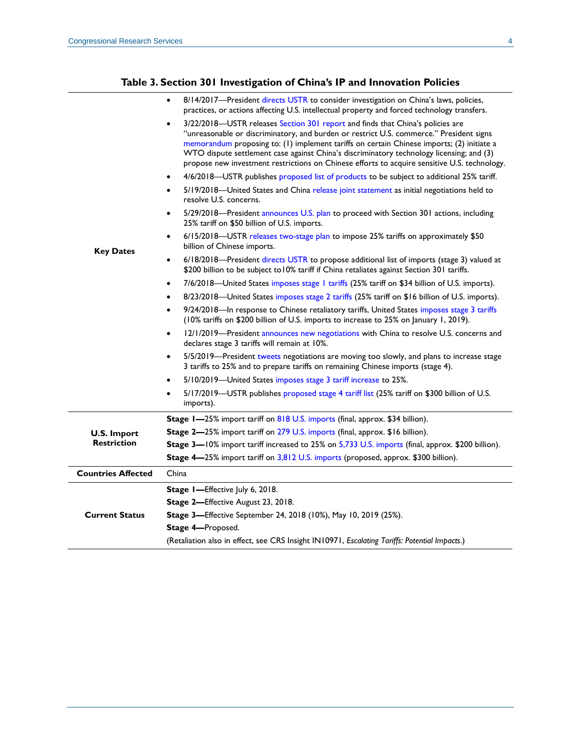**Table 3. Section 301 Investigation of China's IP and Innovation Policies**

| | |
|---|---|
| **Key Dates** | • 8/14/2017—President directs USTR to consider investigation on China's laws, policies, practices, or actions affecting U.S. intellectual property and forced technology transfers.<br>• 3/22/2018—USTR releases Section 301 report and finds that China's policies are "unreasonable or discriminatory, and burden or restrict U.S. commerce." President signs memorandum proposing to: (1) implement tariffs on certain Chinese imports; (2) initiate a WTO dispute settlement case against China's discriminatory technology licensing; and (3) propose new investment restrictions on Chinese efforts to acquire sensitive U.S. technology.<br>• 4/6/2018—USTR publishes proposed list of products to be subject to additional 25% tariff.<br>• 5/19/2018—United States and China release joint statement as initial negotiations held to resolve U.S. concerns.<br>• 5/29/2018—President announces U.S. plan to proceed with Section 301 actions, including 25% tariff on $50 billion of U.S. imports.<br>• 6/15/2018—USTR releases two-stage plan to impose 25% tariffs on approximately $50 billion of Chinese imports.<br>• 6/18/2018—President directs USTR to propose additional list of imports (stage 3) valued at $200 billion to be subject to10% tariff if China retaliates against Section 301 tariffs.<br>• 7/6/2018—United States imposes stage 1 tariffs (25% tariff on $34 billion of U.S. imports).<br>• 8/23/2018—United States imposes stage 2 tariffs (25% tariff on $16 billion of U.S. imports).<br>• 9/24/2018—In response to Chinese retaliatory tariffs, United States imposes stage 3 tariffs (10% tariffs on $200 billion of U.S. imports to increase to 25% on January 1, 2019).<br>• 12/1/2019—President announces new negotiations with China to resolve U.S. concerns and declares stage 3 tariffs will remain at 10%.<br>• 5/5/2019—President tweets negotiations are moving too slowly, and plans to increase stage 3 tariffs to 25% and to prepare tariffs on remaining Chinese imports (stage 4).<br>• 5/10/2019—United States imposes stage 3 tariff increase to 25%.<br>• 5/17/2019—USTR publishes proposed stage 4 tariff list (25% tariff on $300 billion of U.S. imports). |
| **U.S. Import Restriction** | **Stage 1—**25% import tariff on 818 U.S. imports (final, approx. $34 billion).<br>**Stage 2—**25% import tariff on 279 U.S. imports (final, approx. $16 billion).<br>**Stage 3—**10% import tariff increased to 25% on 5,733 U.S. imports (final, approx. $200 billion).<br>**Stage 4—**25% import tariff on 3,812 U.S. imports (proposed, approx. $300 billion). |
| **Countries Affected** | China |
| **Current Status** | **Stage 1—**Effective July 6, 2018.<br>**Stage 2—**Effective August 23, 2018.<br>**Stage 3—**Effective September 24, 2018 (10%), May 10, 2019 (25%).<br>**Stage 4—**Proposed.<br>(Retaliation also in effect, see CRS Insight IN10971, *Escalating Tariffs: Potential Impacts*.) |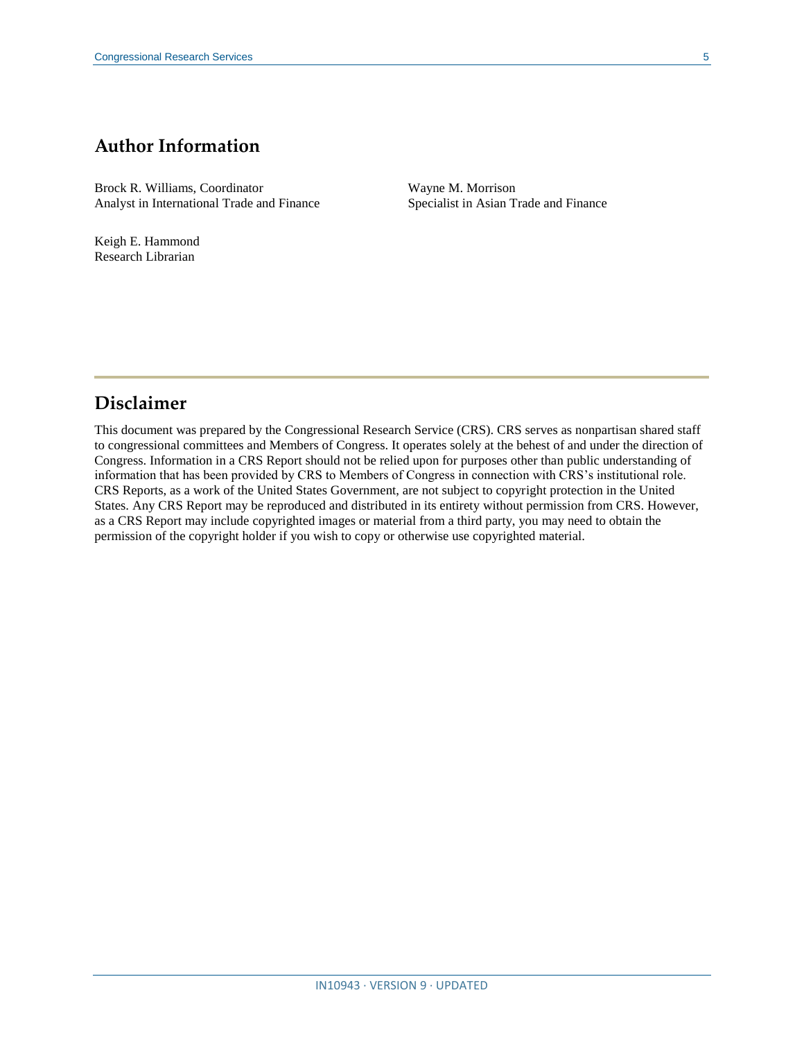## Author Information

Brock R. Williams, Coordinator
Analyst in International Trade and Finance

Wayne M. Morrison
Specialist in Asian Trade and Finance

Keigh E. Hammond
Research Librarian

## Disclaimer

This document was prepared by the Congressional Research Service (CRS). CRS serves as nonpartisan shared staff to congressional committees and Members of Congress. It operates solely at the behest of and under the direction of Congress. Information in a CRS Report should not be relied upon for purposes other than public understanding of information that has been provided by CRS to Members of Congress in connection with CRS's institutional role. CRS Reports, as a work of the United States Government, are not subject to copyright protection in the United States. Any CRS Report may be reproduced and distributed in its entirety without permission from CRS. However, as a CRS Report may include copyrighted images or material from a third party, you may need to obtain the permission of the copyright holder if you wish to copy or otherwise use copyrighted material.